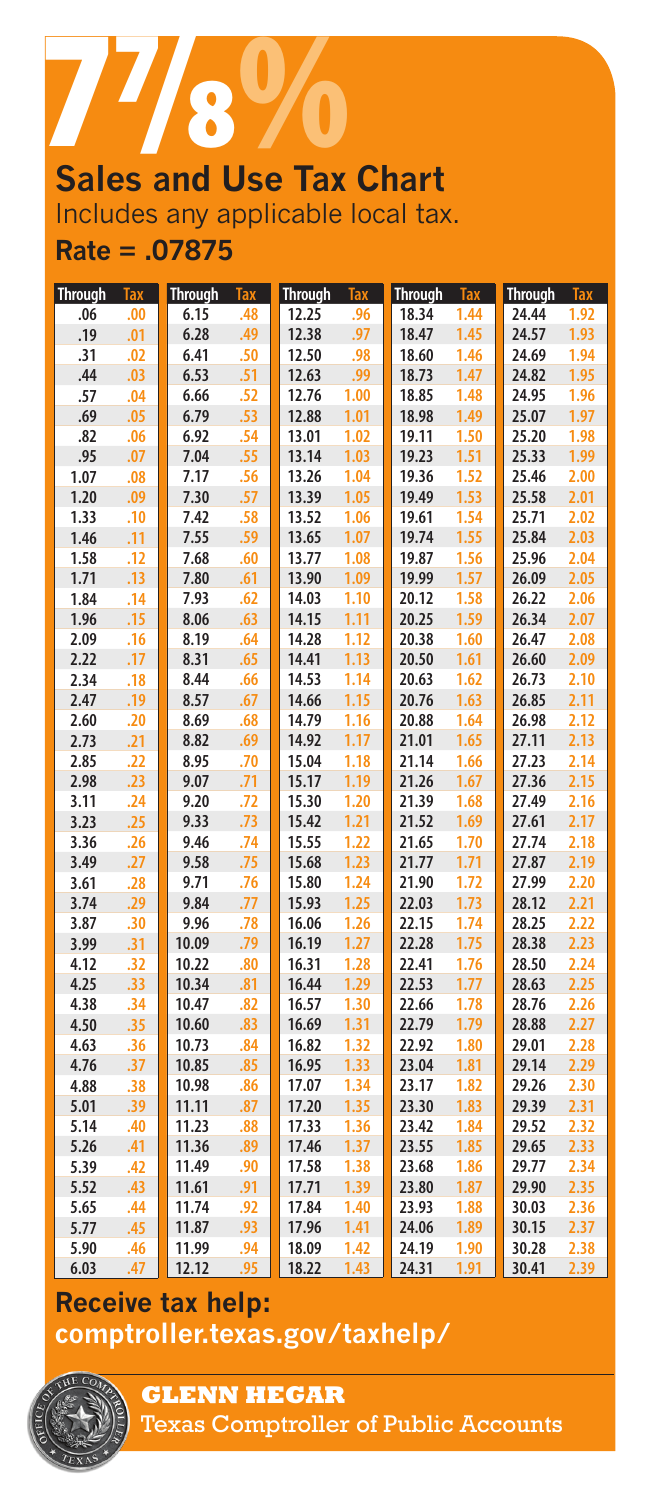# 7⅞%

## Sales and Use Tax Chart

Includes any applicable local tax.

**Rate = .07875**

| Through | Tax | Through | Tax | Through | Tax | Through | Tax | Through | Tax |
|---|---|---|---|---|---|---|---|---|---|
| .06 | .00 | 6.15 | .48 | 12.25 | .96 | 18.34 | 1.44 | 24.44 | 1.92 |
| .19 | .01 | 6.28 | .49 | 12.38 | .97 | 18.47 | 1.45 | 24.57 | 1.93 |
| .31 | .02 | 6.41 | .50 | 12.50 | .98 | 18.60 | 1.46 | 24.69 | 1.94 |
| .44 | .03 | 6.53 | .51 | 12.63 | .99 | 18.73 | 1.47 | 24.82 | 1.95 |
| .57 | .04 | 6.66 | .52 | 12.76 | 1.00 | 18.85 | 1.48 | 24.95 | 1.96 |
| .69 | .05 | 6.79 | .53 | 12.88 | 1.01 | 18.98 | 1.49 | 25.07 | 1.97 |
| .82 | .06 | 6.92 | .54 | 13.01 | 1.02 | 19.11 | 1.50 | 25.20 | 1.98 |
| .95 | .07 | 7.04 | .55 | 13.14 | 1.03 | 19.23 | 1.51 | 25.33 | 1.99 |
| 1.07 | .08 | 7.17 | .56 | 13.26 | 1.04 | 19.36 | 1.52 | 25.46 | 2.00 |
| 1.20 | .09 | 7.30 | .57 | 13.39 | 1.05 | 19.49 | 1.53 | 25.58 | 2.01 |
| 1.33 | .10 | 7.42 | .58 | 13.52 | 1.06 | 19.61 | 1.54 | 25.71 | 2.02 |
| 1.46 | .11 | 7.55 | .59 | 13.65 | 1.07 | 19.74 | 1.55 | 25.84 | 2.03 |
| 1.58 | .12 | 7.68 | .60 | 13.77 | 1.08 | 19.87 | 1.56 | 25.96 | 2.04 |
| 1.71 | .13 | 7.80 | .61 | 13.90 | 1.09 | 19.99 | 1.57 | 26.09 | 2.05 |
| 1.84 | .14 | 7.93 | .62 | 14.03 | 1.10 | 20.12 | 1.58 | 26.22 | 2.06 |
| 1.96 | .15 | 8.06 | .63 | 14.15 | 1.11 | 20.25 | 1.59 | 26.34 | 2.07 |
| 2.09 | .16 | 8.19 | .64 | 14.28 | 1.12 | 20.38 | 1.60 | 26.47 | 2.08 |
| 2.22 | .17 | 8.31 | .65 | 14.41 | 1.13 | 20.50 | 1.61 | 26.60 | 2.09 |
| 2.34 | .18 | 8.44 | .66 | 14.53 | 1.14 | 20.63 | 1.62 | 26.73 | 2.10 |
| 2.47 | .19 | 8.57 | .67 | 14.66 | 1.15 | 20.76 | 1.63 | 26.85 | 2.11 |
| 2.60 | .20 | 8.69 | .68 | 14.79 | 1.16 | 20.88 | 1.64 | 26.98 | 2.12 |
| 2.73 | .21 | 8.82 | .69 | 14.92 | 1.17 | 21.01 | 1.65 | 27.11 | 2.13 |
| 2.85 | .22 | 8.95 | .70 | 15.04 | 1.18 | 21.14 | 1.66 | 27.23 | 2.14 |
| 2.98 | .23 | 9.07 | .71 | 15.17 | 1.19 | 21.26 | 1.67 | 27.36 | 2.15 |
| 3.11 | .24 | 9.20 | .72 | 15.30 | 1.20 | 21.39 | 1.68 | 27.49 | 2.16 |
| 3.23 | .25 | 9.33 | .73 | 15.42 | 1.21 | 21.52 | 1.69 | 27.61 | 2.17 |
| 3.36 | .26 | 9.46 | .74 | 15.55 | 1.22 | 21.65 | 1.70 | 27.74 | 2.18 |
| 3.49 | .27 | 9.58 | .75 | 15.68 | 1.23 | 21.77 | 1.71 | 27.87 | 2.19 |
| 3.61 | .28 | 9.71 | .76 | 15.80 | 1.24 | 21.90 | 1.72 | 27.99 | 2.20 |
| 3.74 | .29 | 9.84 | .77 | 15.93 | 1.25 | 22.03 | 1.73 | 28.12 | 2.21 |
| 3.87 | .30 | 9.96 | .78 | 16.06 | 1.26 | 22.15 | 1.74 | 28.25 | 2.22 |
| 3.99 | .31 | 10.09 | .79 | 16.19 | 1.27 | 22.28 | 1.75 | 28.38 | 2.23 |
| 4.12 | .32 | 10.22 | .80 | 16.31 | 1.28 | 22.41 | 1.76 | 28.50 | 2.24 |
| 4.25 | .33 | 10.34 | .81 | 16.44 | 1.29 | 22.53 | 1.77 | 28.63 | 2.25 |
| 4.38 | .34 | 10.47 | .82 | 16.57 | 1.30 | 22.66 | 1.78 | 28.76 | 2.26 |
| 4.50 | .35 | 10.60 | .83 | 16.69 | 1.31 | 22.79 | 1.79 | 28.88 | 2.27 |
| 4.63 | .36 | 10.73 | .84 | 16.82 | 1.32 | 22.92 | 1.80 | 29.01 | 2.28 |
| 4.76 | .37 | 10.85 | .85 | 16.95 | 1.33 | 23.04 | 1.81 | 29.14 | 2.29 |
| 4.88 | .38 | 10.98 | .86 | 17.07 | 1.34 | 23.17 | 1.82 | 29.26 | 2.30 |
| 5.01 | .39 | 11.11 | .87 | 17.20 | 1.35 | 23.30 | 1.83 | 29.39 | 2.31 |
| 5.14 | .40 | 11.23 | .88 | 17.33 | 1.36 | 23.42 | 1.84 | 29.52 | 2.32 |
| 5.26 | .41 | 11.36 | .89 | 17.46 | 1.37 | 23.55 | 1.85 | 29.65 | 2.33 |
| 5.39 | .42 | 11.49 | .90 | 17.58 | 1.38 | 23.68 | 1.86 | 29.77 | 2.34 |
| 5.52 | .43 | 11.61 | .91 | 17.71 | 1.39 | 23.80 | 1.87 | 29.90 | 2.35 |
| 5.65 | .44 | 11.74 | .92 | 17.84 | 1.40 | 23.93 | 1.88 | 30.03 | 2.36 |
| 5.77 | .45 | 11.87 | .93 | 17.96 | 1.41 | 24.06 | 1.89 | 30.15 | 2.37 |
| 5.90 | .46 | 11.99 | .94 | 18.09 | 1.42 | 24.19 | 1.90 | 30.28 | 2.38 |
| 6.03 | .47 | 12.12 | .95 | 18.22 | 1.43 | 24.31 | 1.91 | 30.41 | 2.39 |

**Receive tax help:**
**comptroller.texas.gov/taxhelp/**

**GLENN HEGAR**
Texas Comptroller of Public Accounts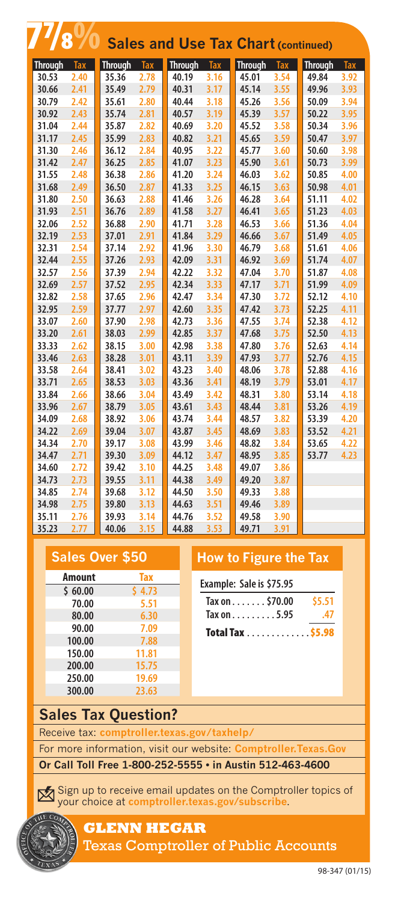# 7 7/8 % Sales and Use Tax Chart (continued)

| Through | Tax | Through | Tax | Through | Tax | Through | Tax | Through | Tax |
|---|---|---|---|---|---|---|---|---|---|
| 30.53 | 2.40 | 35.36 | 2.78 | 40.19 | 3.16 | 45.01 | 3.54 | 49.84 | 3.92 |
| 30.66 | 2.41 | 35.49 | 2.79 | 40.31 | 3.17 | 45.14 | 3.55 | 49.96 | 3.93 |
| 30.79 | 2.42 | 35.61 | 2.80 | 40.44 | 3.18 | 45.26 | 3.56 | 50.09 | 3.94 |
| 30.92 | 2.43 | 35.74 | 2.81 | 40.57 | 3.19 | 45.39 | 3.57 | 50.22 | 3.95 |
| 31.04 | 2.44 | 35.87 | 2.82 | 40.69 | 3.20 | 45.52 | 3.58 | 50.34 | 3.96 |
| 31.17 | 2.45 | 35.99 | 2.83 | 40.82 | 3.21 | 45.65 | 3.59 | 50.47 | 3.97 |
| 31.30 | 2.46 | 36.12 | 2.84 | 40.95 | 3.22 | 45.77 | 3.60 | 50.60 | 3.98 |
| 31.42 | 2.47 | 36.25 | 2.85 | 41.07 | 3.23 | 45.90 | 3.61 | 50.73 | 3.99 |
| 31.55 | 2.48 | 36.38 | 2.86 | 41.20 | 3.24 | 46.03 | 3.62 | 50.85 | 4.00 |
| 31.68 | 2.49 | 36.50 | 2.87 | 41.33 | 3.25 | 46.15 | 3.63 | 50.98 | 4.01 |
| 31.80 | 2.50 | 36.63 | 2.88 | 41.46 | 3.26 | 46.28 | 3.64 | 51.11 | 4.02 |
| 31.93 | 2.51 | 36.76 | 2.89 | 41.58 | 3.27 | 46.41 | 3.65 | 51.23 | 4.03 |
| 32.06 | 2.52 | 36.88 | 2.90 | 41.71 | 3.28 | 46.53 | 3.66 | 51.36 | 4.04 |
| 32.19 | 2.53 | 37.01 | 2.91 | 41.84 | 3.29 | 46.66 | 3.67 | 51.49 | 4.05 |
| 32.31 | 2.54 | 37.14 | 2.92 | 41.96 | 3.30 | 46.79 | 3.68 | 51.61 | 4.06 |
| 32.44 | 2.55 | 37.26 | 2.93 | 42.09 | 3.31 | 46.92 | 3.69 | 51.74 | 4.07 |
| 32.57 | 2.56 | 37.39 | 2.94 | 42.22 | 3.32 | 47.04 | 3.70 | 51.87 | 4.08 |
| 32.69 | 2.57 | 37.52 | 2.95 | 42.34 | 3.33 | 47.17 | 3.71 | 51.99 | 4.09 |
| 32.82 | 2.58 | 37.65 | 2.96 | 42.47 | 3.34 | 47.30 | 3.72 | 52.12 | 4.10 |
| 32.95 | 2.59 | 37.77 | 2.97 | 42.60 | 3.35 | 47.42 | 3.73 | 52.25 | 4.11 |
| 33.07 | 2.60 | 37.90 | 2.98 | 42.73 | 3.36 | 47.55 | 3.74 | 52.38 | 4.12 |
| 33.20 | 2.61 | 38.03 | 2.99 | 42.85 | 3.37 | 47.68 | 3.75 | 52.50 | 4.13 |
| 33.33 | 2.62 | 38.15 | 3.00 | 42.98 | 3.38 | 47.80 | 3.76 | 52.63 | 4.14 |
| 33.46 | 2.63 | 38.28 | 3.01 | 43.11 | 3.39 | 47.93 | 3.77 | 52.76 | 4.15 |
| 33.58 | 2.64 | 38.41 | 3.02 | 43.23 | 3.40 | 48.06 | 3.78 | 52.88 | 4.16 |
| 33.71 | 2.65 | 38.53 | 3.03 | 43.36 | 3.41 | 48.19 | 3.79 | 53.01 | 4.17 |
| 33.84 | 2.66 | 38.66 | 3.04 | 43.49 | 3.42 | 48.31 | 3.80 | 53.14 | 4.18 |
| 33.96 | 2.67 | 38.79 | 3.05 | 43.61 | 3.43 | 48.44 | 3.81 | 53.26 | 4.19 |
| 34.09 | 2.68 | 38.92 | 3.06 | 43.74 | 3.44 | 48.57 | 3.82 | 53.39 | 4.20 |
| 34.22 | 2.69 | 39.04 | 3.07 | 43.87 | 3.45 | 48.69 | 3.83 | 53.52 | 4.21 |
| 34.34 | 2.70 | 39.17 | 3.08 | 43.99 | 3.46 | 48.82 | 3.84 | 53.65 | 4.22 |
| 34.47 | 2.71 | 39.30 | 3.09 | 44.12 | 3.47 | 48.95 | 3.85 | 53.77 | 4.23 |
| 34.60 | 2.72 | 39.42 | 3.10 | 44.25 | 3.48 | 49.07 | 3.86 | | |
| 34.73 | 2.73 | 39.55 | 3.11 | 44.38 | 3.49 | 49.20 | 3.87 | | |
| 34.85 | 2.74 | 39.68 | 3.12 | 44.50 | 3.50 | 49.33 | 3.88 | | |
| 34.98 | 2.75 | 39.80 | 3.13 | 44.63 | 3.51 | 49.46 | 3.89 | | |
| 35.11 | 2.76 | 39.93 | 3.14 | 44.76 | 3.52 | 49.58 | 3.90 | | |
| 35.23 | 2.77 | 40.06 | 3.15 | 44.88 | 3.53 | 49.71 | 3.91 | | |

## Sales Over $50

| Amount | Tax |
|---|---|
| $ 60.00 | $ 4.73 |
| 70.00 | 5.51 |
| 80.00 | 6.30 |
| 90.00 | 7.09 |
| 100.00 | 7.88 |
| 150.00 | 11.81 |
| 200.00 | 15.75 |
| 250.00 | 19.69 |
| 300.00 | 23.63 |

## How to Figure the Tax

**Example: Sale is $75.95**

| | |
|---|---|
| Tax on . . . . . . . $70.00 | $5.51 |
| Tax on . . . . . . . . . 5.95 | .47 |
| **Total Tax . . . . . . . . . . . . .** | **$5.98** |

## Sales Tax Question?

Receive tax: **comptroller.texas.gov/taxhelp/**

For more information, visit our website: **Comptroller.Texas.Gov**

**Or Call Toll Free 1-800-252-5555 • in Austin 512-463-4600**

Sign up to receive email updates on the Comptroller topics of your choice at **comptroller.texas.gov/subscribe**.

**GLENN HEGAR**
Texas Comptroller of Public Accounts

98-347 (01/15)